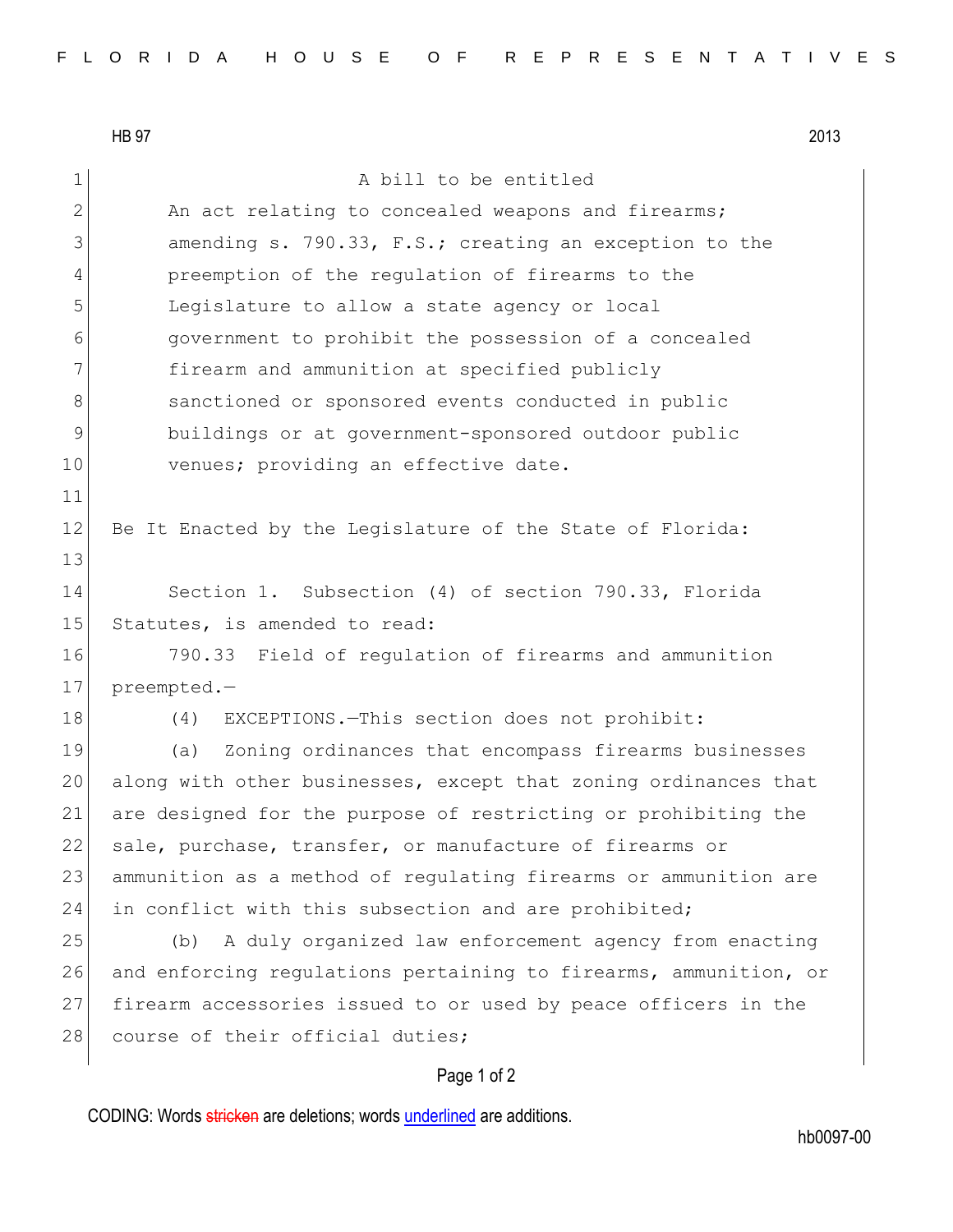HB 97 2013

A bill to be entitled

An act relating to concealed weapons and firearms; amending s. 790.33, F.S.; creating an exception to the preemption of the regulation of firearms to the Legislature to allow a state agency or local government to prohibit the possession of a concealed firearm and ammunition at specified publicly sanctioned or sponsored events conducted in public buildings or at government-sponsored outdoor public venues; providing an effective date.

Be It Enacted by the Legislature of the State of Florida:

Section 1. Subsection (4) of section 790.33, Florida Statutes, is amended to read:

790.33 Field of regulation of firearms and ammunition preempted.—

(4) EXCEPTIONS.—This section does not prohibit:

(a) Zoning ordinances that encompass firearms businesses along with other businesses, except that zoning ordinances that are designed for the purpose of restricting or prohibiting the sale, purchase, transfer, or manufacture of firearms or ammunition as a method of regulating firearms or ammunition are in conflict with this subsection and are prohibited;

(b) A duly organized law enforcement agency from enacting and enforcing regulations pertaining to firearms, ammunition, or firearm accessories issued to or used by peace officers in the course of their official duties;

CODING: Words stricken are deletions; words underlined are additions.

hb0097-00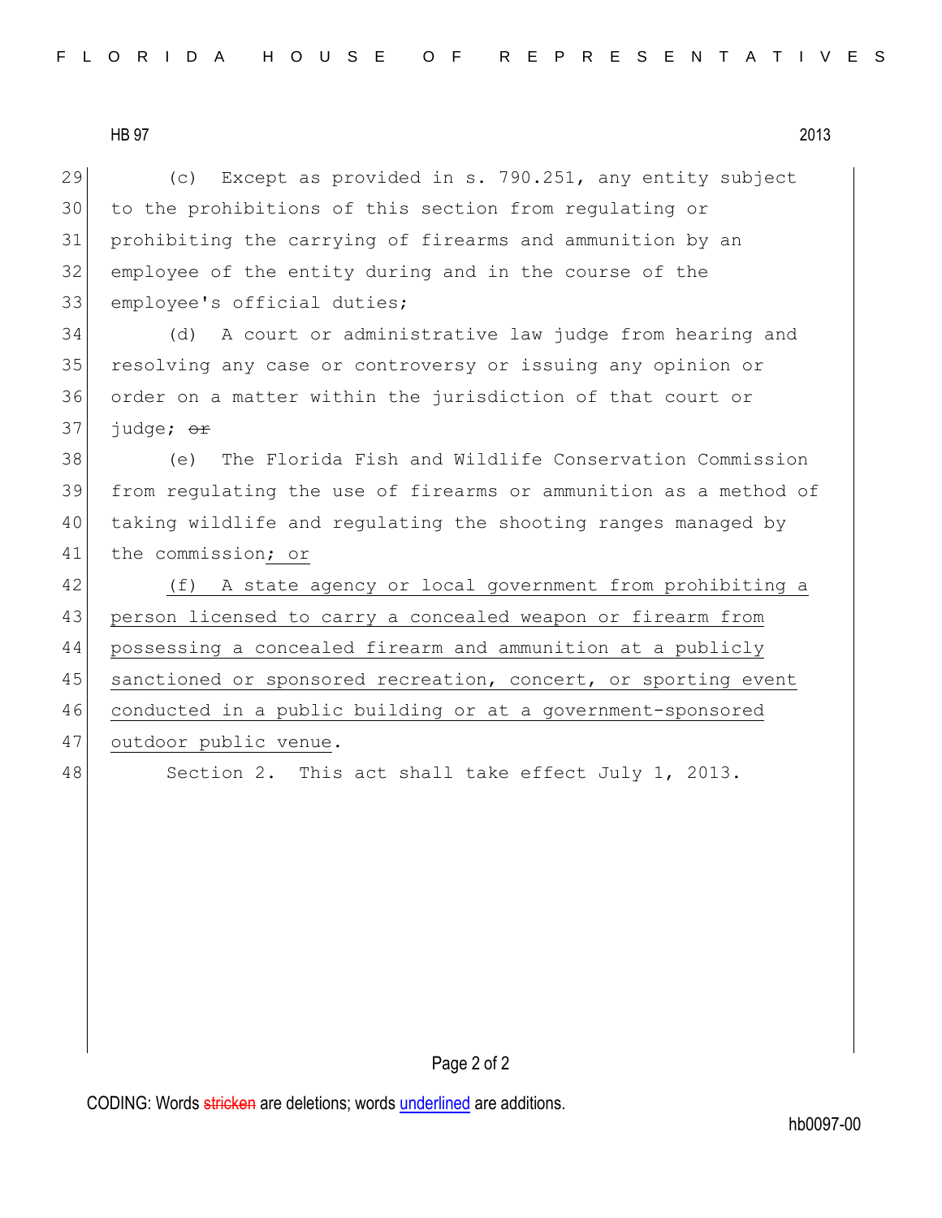(c) Except as provided in s. 790.251, any entity subject to the prohibitions of this section from regulating or prohibiting the carrying of firearms and ammunition by an employee of the entity during and in the course of the employee's official duties;

(d) A court or administrative law judge from hearing and resolving any case or controversy or issuing any opinion or order on a matter within the jurisdiction of that court or judge; ~~or~~

(e) The Florida Fish and Wildlife Conservation Commission from regulating the use of firearms or ammunition as a method of taking wildlife and regulating the shooting ranges managed by the commission<u>; or</u>

<u>(f) A state agency or local government from prohibiting a person licensed to carry a concealed weapon or firearm from possessing a concealed firearm and ammunition at a publicly sanctioned or sponsored recreation, concert, or sporting event conducted in a public building or at a government-sponsored outdoor public venue</u>.

Section 2. This act shall take effect July 1, 2013.

CODING: Words ~~stricken~~ are deletions; words <u>underlined</u> are additions.

hb0097-00